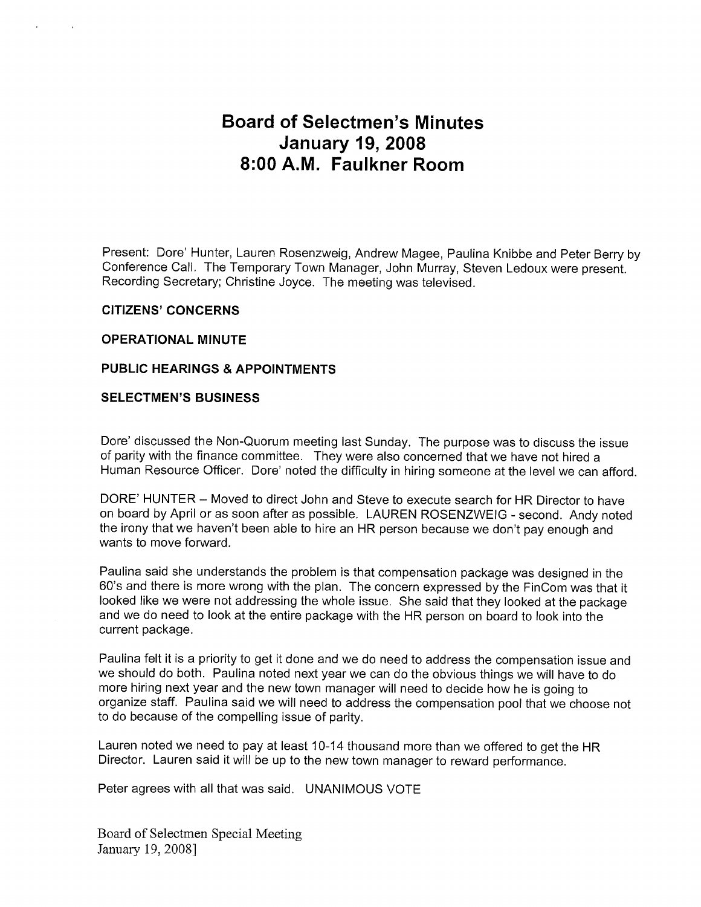# Board of Selectmen's Minutes
# January 19, 2008
# 8:00 A.M. Faulkner Room

Present: Dore' Hunter, Lauren Rosenzweig, Andrew Magee, Paulina Knibbe and Peter Berry by Conference Call. The Temporary Town Manager, John Murray, Steven Ledoux were present. Recording Secretary; Christine Joyce. The meeting was televised.

**CITIZENS' CONCERNS**

**OPERATIONAL MINUTE**

**PUBLIC HEARINGS & APPOINTMENTS**

**SELECTMEN'S BUSINESS**

Dore' discussed the Non-Quorum meeting last Sunday. The purpose was to discuss the issue of parity with the finance committee. They were also concerned that we have not hired a Human Resource Officer. Dore' noted the difficulty in hiring someone at the level we can afford.

DORE' HUNTER – Moved to direct John and Steve to execute search for HR Director to have on board by April or as soon after as possible. LAUREN ROSENZWEIG - second. Andy noted the irony that we haven't been able to hire an HR person because we don't pay enough and wants to move forward.

Paulina said she understands the problem is that compensation package was designed in the 60's and there is more wrong with the plan. The concern expressed by the FinCom was that it looked like we were not addressing the whole issue. She said that they looked at the package and we do need to look at the entire package with the HR person on board to look into the current package.

Paulina felt it is a priority to get it done and we do need to address the compensation issue and we should do both. Paulina noted next year we can do the obvious things we will have to do more hiring next year and the new town manager will need to decide how he is going to organize staff. Paulina said we will need to address the compensation pool that we choose not to do because of the compelling issue of parity.

Lauren noted we need to pay at least 10-14 thousand more than we offered to get the HR Director. Lauren said it will be up to the new town manager to reward performance.

Peter agrees with all that was said. UNANIMOUS VOTE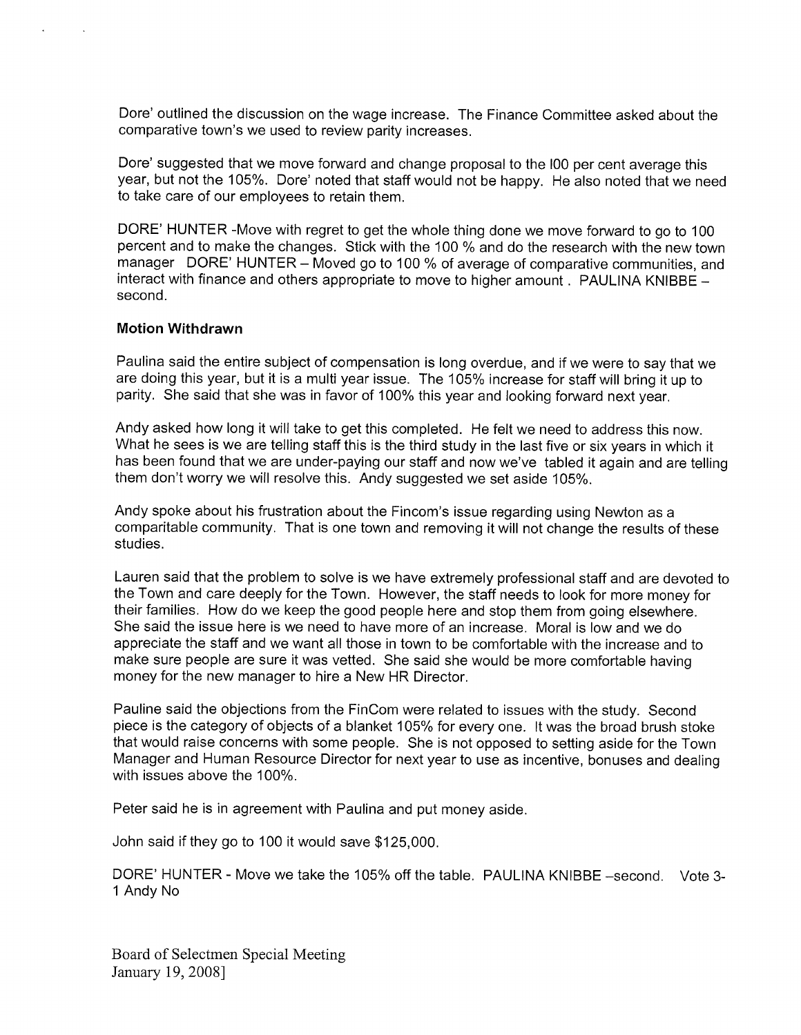Dore' outlined the discussion on the wage increase. The Finance Committee asked about the comparative town's we used to review parity increases.

Dore' suggested that we move forward and change proposal to the l00 per cent average this year, but not the 105%. Dore' noted that staff would not be happy. He also noted that we need to take care of our employees to retain them.

DORE' HUNTER -Move with regret to get the whole thing done we move forward to go to 100 percent and to make the changes. Stick with the 100 % and do the research with the new town manager DORE' HUNTER – Moved go to 100 % of average of comparative communities, and interact with finance and others appropriate to move to higher amount . PAULINA KNIBBE – second.

**Motion Withdrawn**

Paulina said the entire subject of compensation is long overdue, and if we were to say that we are doing this year, but it is a multi year issue. The 105% increase for staff will bring it up to parity. She said that she was in favor of 100% this year and looking forward next year.

Andy asked how long it will take to get this completed. He felt we need to address this now. What he sees is we are telling staff this is the third study in the last five or six years in which it has been found that we are under-paying our staff and now we've tabled it again and are telling them don't worry we will resolve this. Andy suggested we set aside 105%.

Andy spoke about his frustration about the Fincom's issue regarding using Newton as a comparitable community. That is one town and removing it will not change the results of these studies.

Lauren said that the problem to solve is we have extremely professional staff and are devoted to the Town and care deeply for the Town. However, the staff needs to look for more money for their families. How do we keep the good people here and stop them from going elsewhere. She said the issue here is we need to have more of an increase. Moral is low and we do appreciate the staff and we want all those in town to be comfortable with the increase and to make sure people are sure it was vetted. She said she would be more comfortable having money for the new manager to hire a New HR Director.

Pauline said the objections from the FinCom were related to issues with the study. Second piece is the category of objects of a blanket 105% for every one. It was the broad brush stoke that would raise concerns with some people. She is not opposed to setting aside for the Town Manager and Human Resource Director for next year to use as incentive, bonuses and dealing with issues above the 100%.

Peter said he is in agreement with Paulina and put money aside.

John said if they go to 100 it would save $125,000.

DORE' HUNTER - Move we take the 105% off the table. PAULINA KNIBBE –second. Vote 3-1 Andy No

Board of Selectmen Special Meeting
January 19, 2008]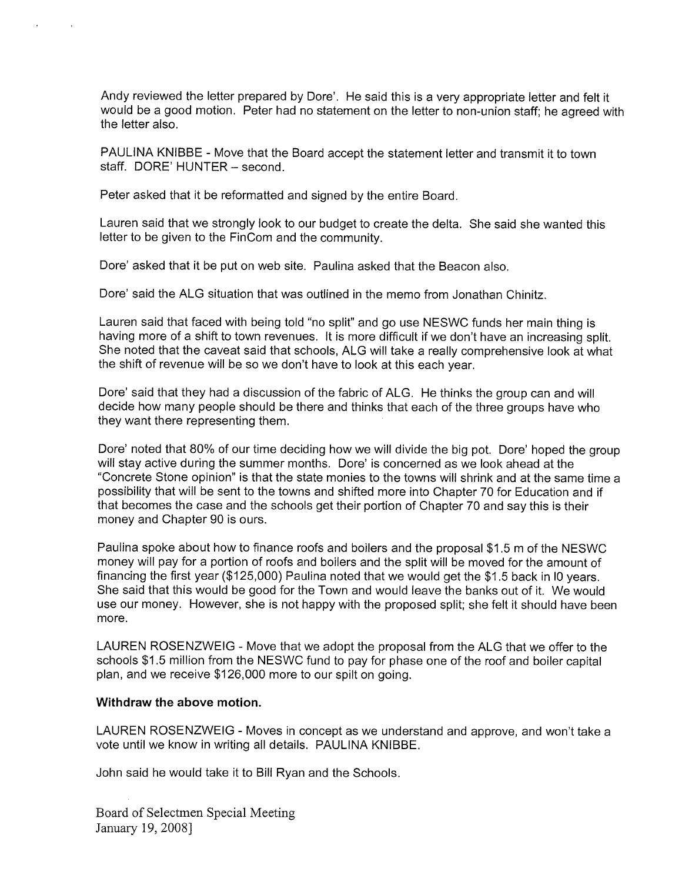Andy reviewed the letter prepared by Dore'. He said this is a very appropriate letter and felt it would be a good motion. Peter had no statement on the letter to non-union staff; he agreed with the letter also.

PAULINA KNIBBE - Move that the Board accept the statement letter and transmit it to town staff. DORE' HUNTER – second.

Peter asked that it be reformatted and signed by the entire Board.

Lauren said that we strongly look to our budget to create the delta. She said she wanted this letter to be given to the FinCom and the community.

Dore' asked that it be put on web site. Paulina asked that the Beacon also.

Dore' said the ALG situation that was outlined in the memo from Jonathan Chinitz.

Lauren said that faced with being told "no split" and go use NESWC funds her main thing is having more of a shift to town revenues. It is more difficult if we don't have an increasing split. She noted that the caveat said that schools, ALG will take a really comprehensive look at what the shift of revenue will be so we don't have to look at this each year.

Dore' said that they had a discussion of the fabric of ALG. He thinks the group can and will decide how many people should be there and thinks that each of the three groups have who they want there representing them.

Dore' noted that 80% of our time deciding how we will divide the big pot. Dore' hoped the group will stay active during the summer months. Dore' is concerned as we look ahead at the "Concrete Stone opinion" is that the state monies to the towns will shrink and at the same time a possibility that will be sent to the towns and shifted more into Chapter 70 for Education and if that becomes the case and the schools get their portion of Chapter 70 and say this is their money and Chapter 90 is ours.

Paulina spoke about how to finance roofs and boilers and the proposal $1.5 m of the NESWC money will pay for a portion of roofs and boilers and the split will be moved for the amount of financing the first year ($125,000) Paulina noted that we would get the $1.5 back in 10 years. She said that this would be good for the Town and would leave the banks out of it. We would use our money. However, she is not happy with the proposed split; she felt it should have been more.

LAUREN ROSENZWEIG - Move that we adopt the proposal from the ALG that we offer to the schools $1.5 million from the NESWC fund to pay for phase one of the roof and boiler capital plan, and we receive $126,000 more to our spilt on going.

**Withdraw the above motion.**

LAUREN ROSENZWEIG - Moves in concept as we understand and approve, and won't take a vote until we know in writing all details. PAULINA KNIBBE.

John said he would take it to Bill Ryan and the Schools.

Board of Selectmen Special Meeting
January 19, 2008]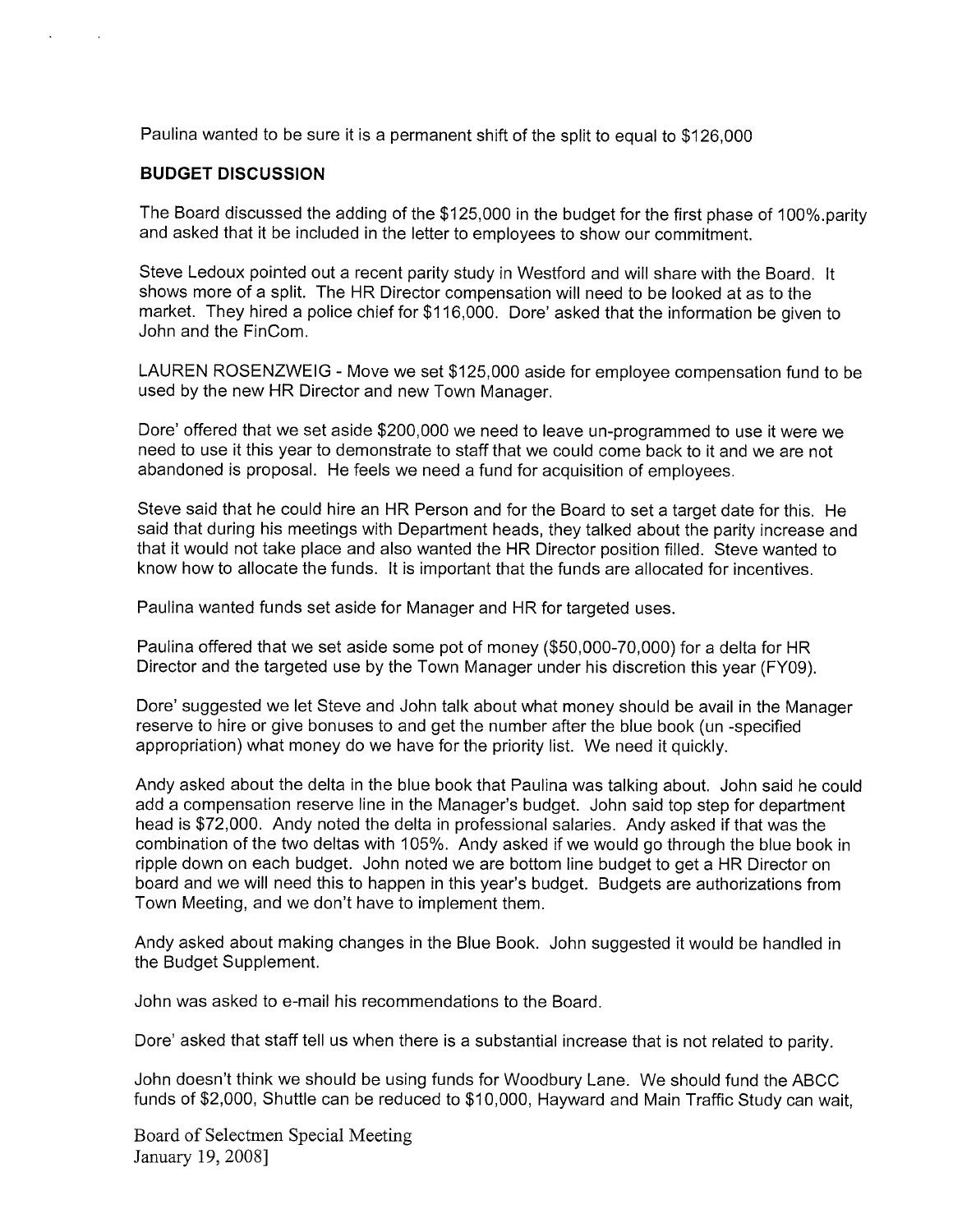Paulina wanted to be sure it is a permanent shift of the split to equal to $126,000

**BUDGET DISCUSSION**

The Board discussed the adding of the $125,000 in the budget for the first phase of 100%.parity and asked that it be included in the letter to employees to show our commitment.

Steve Ledoux pointed out a recent parity study in Westford and will share with the Board. It shows more of a split. The HR Director compensation will need to be looked at as to the market. They hired a police chief for $116,000. Dore' asked that the information be given to John and the FinCom.

LAUREN ROSENZWEIG - Move we set $125,000 aside for employee compensation fund to be used by the new HR Director and new Town Manager.

Dore' offered that we set aside $200,000 we need to leave un-programmed to use it were we need to use it this year to demonstrate to staff that we could come back to it and we are not abandoned is proposal. He feels we need a fund for acquisition of employees.

Steve said that he could hire an HR Person and for the Board to set a target date for this. He said that during his meetings with Department heads, they talked about the parity increase and that it would not take place and also wanted the HR Director position filled. Steve wanted to know how to allocate the funds. It is important that the funds are allocated for incentives.

Paulina wanted funds set aside for Manager and HR for targeted uses.

Paulina offered that we set aside some pot of money ($50,000-70,000) for a delta for HR Director and the targeted use by the Town Manager under his discretion this year (FY09).

Dore' suggested we let Steve and John talk about what money should be avail in the Manager reserve to hire or give bonuses to and get the number after the blue book (un -specified appropriation) what money do we have for the priority list. We need it quickly.

Andy asked about the delta in the blue book that Paulina was talking about. John said he could add a compensation reserve line in the Manager's budget. John said top step for department head is $72,000. Andy noted the delta in professional salaries. Andy asked if that was the combination of the two deltas with 105%. Andy asked if we would go through the blue book in ripple down on each budget. John noted we are bottom line budget to get a HR Director on board and we will need this to happen in this year's budget. Budgets are authorizations from Town Meeting, and we don't have to implement them.

Andy asked about making changes in the Blue Book. John suggested it would be handled in the Budget Supplement.

John was asked to e-mail his recommendations to the Board.

Dore' asked that staff tell us when there is a substantial increase that is not related to parity.

John doesn't think we should be using funds for Woodbury Lane. We should fund the ABCC funds of $2,000, Shuttle can be reduced to $10,000, Hayward and Main Traffic Study can wait,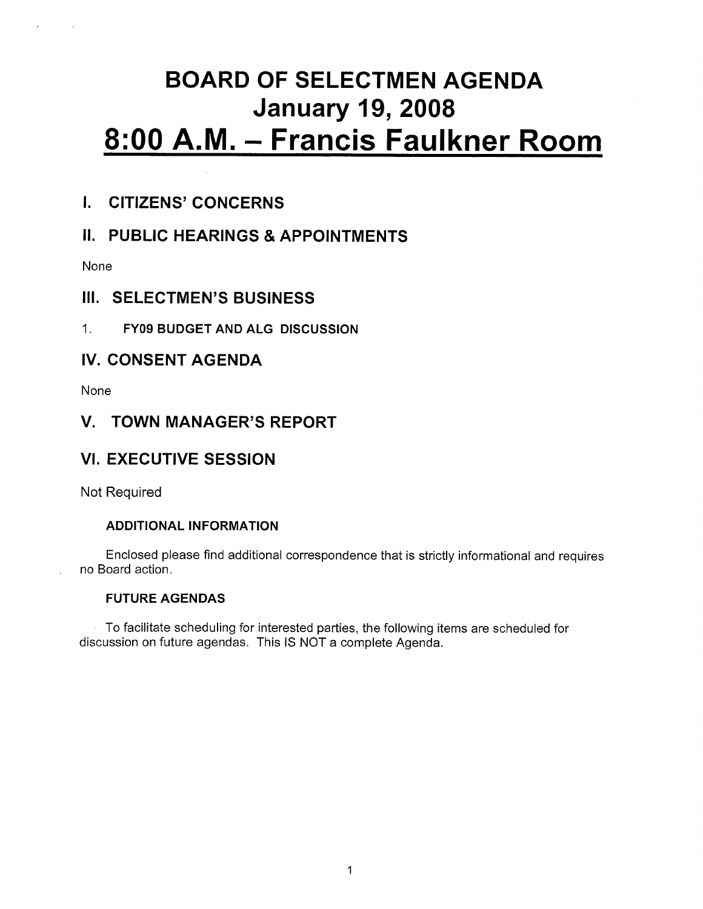# BOARD OF SELECTMEN AGENDA
# January 19, 2008
# 8:00 A.M. – Francis Faulkner Room

## I. CITIZENS' CONCERNS

## II. PUBLIC HEARINGS & APPOINTMENTS

None

## III. SELECTMEN'S BUSINESS

1. **FY09 BUDGET AND ALG DISCUSSION**

## IV. CONSENT AGENDA

None

## V. TOWN MANAGER'S REPORT

## VI. EXECUTIVE SESSION

Not Required

### ADDITIONAL INFORMATION

Enclosed please find additional correspondence that is strictly informational and requires no Board action.

### FUTURE AGENDAS

To facilitate scheduling for interested parties, the following items are scheduled for discussion on future agendas. This IS NOT a complete Agenda.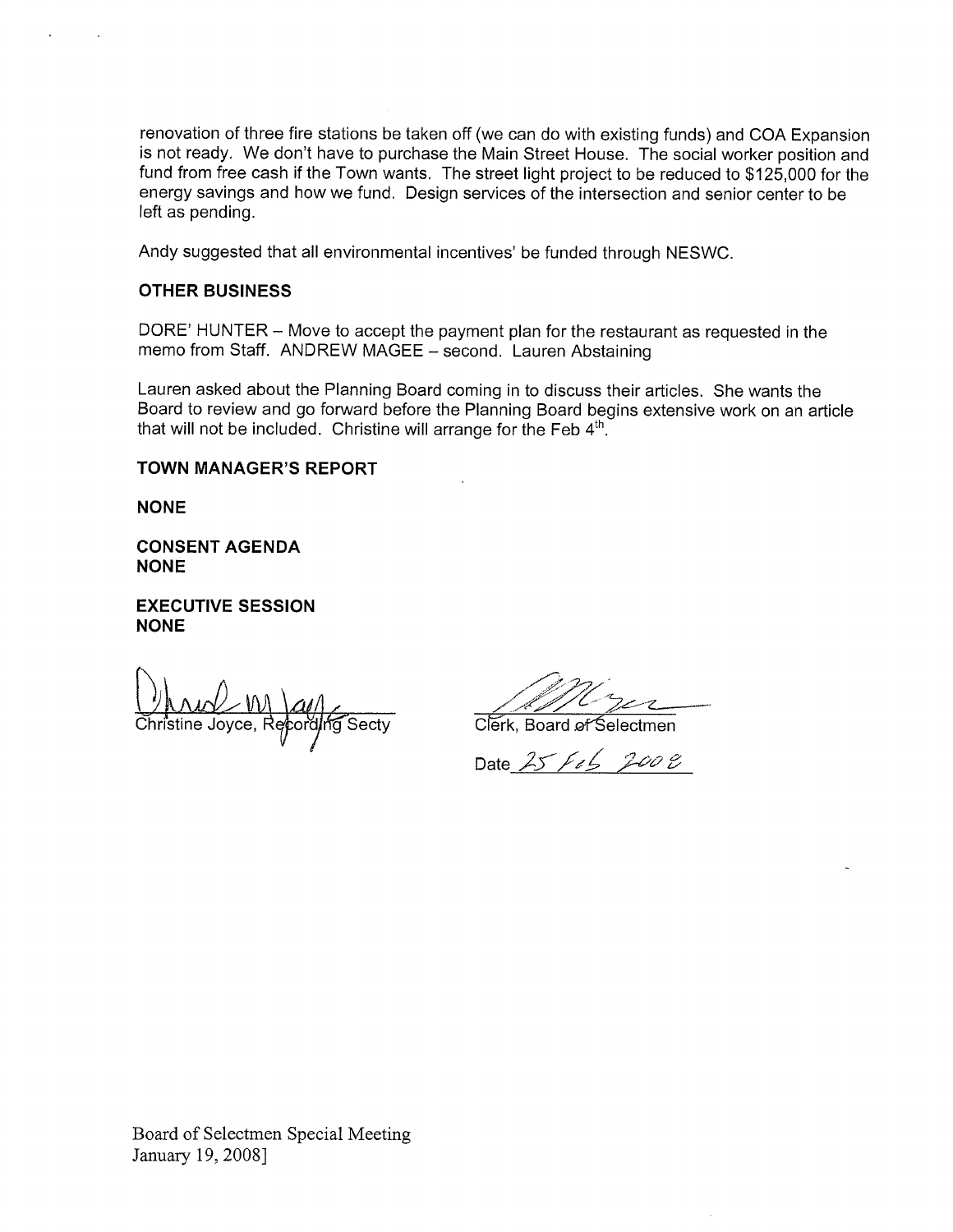renovation of three fire stations be taken off (we can do with existing funds) and COA Expansion is not ready. We don't have to purchase the Main Street House. The social worker position and fund from free cash if the Town wants. The street light project to be reduced to $125,000 for the energy savings and how we fund. Design services of the intersection and senior center to be left as pending.

Andy suggested that all environmental incentives' be funded through NESWC.

**OTHER BUSINESS**

DORE' HUNTER – Move to accept the payment plan for the restaurant as requested in the memo from Staff. ANDREW MAGEE – second. Lauren Abstaining

Lauren asked about the Planning Board coming in to discuss their articles. She wants the Board to review and go forward before the Planning Board begins extensive work on an article that will not be included. Christine will arrange for the Feb 4th.

**TOWN MANAGER'S REPORT**

**NONE**

**CONSENT AGENDA**
**NONE**

**EXECUTIVE SESSION**
**NONE**

Christine Joyce, Recording Secty

Clerk, Board of Selectmen

Date 25 Feb 2008

Board of Selectmen Special Meeting
January 19, 2008]